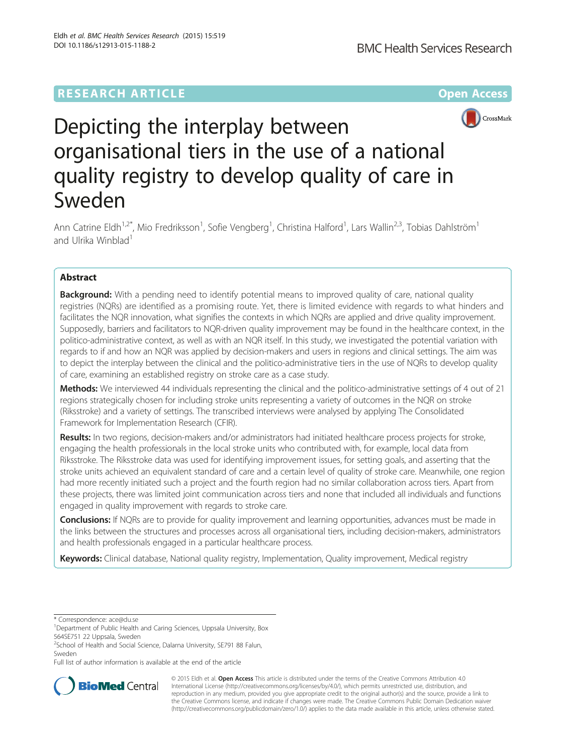RESEARCH ARTICLE

Open Access

# Depicting the interplay between organisational tiers in the use of a national quality registry to develop quality of care in Sweden

Ann Catrine Eldh[1,2*], Mio Fredriksson[1], Sofie Vengberg[1], Christina Halford[1], Lars Wallin[2,3], Tobias Dahlström[1] and Ulrika Winblad[1]

## Abstract

**Background:** With a pending need to identify potential means to improved quality of care, national quality registries (NQRs) are identified as a promising route. Yet, there is limited evidence with regards to what hinders and facilitates the NQR innovation, what signifies the contexts in which NQRs are applied and drive quality improvement. Supposedly, barriers and facilitators to NQR-driven quality improvement may be found in the healthcare context, in the politico-administrative context, as well as with an NQR itself. In this study, we investigated the potential variation with regards to if and how an NQR was applied by decision-makers and users in regions and clinical settings. The aim was to depict the interplay between the clinical and the politico-administrative tiers in the use of NQRs to develop quality of care, examining an established registry on stroke care as a case study.

**Methods:** We interviewed 44 individuals representing the clinical and the politico-administrative settings of 4 out of 21 regions strategically chosen for including stroke units representing a variety of outcomes in the NQR on stroke (Riksstroke) and a variety of settings. The transcribed interviews were analysed by applying The Consolidated Framework for Implementation Research (CFIR).

**Results:** In two regions, decision-makers and/or administrators had initiated healthcare process projects for stroke, engaging the health professionals in the local stroke units who contributed with, for example, local data from Riksstroke. The Riksstroke data was used for identifying improvement issues, for setting goals, and asserting that the stroke units achieved an equivalent standard of care and a certain level of quality of stroke care. Meanwhile, one region had more recently initiated such a project and the fourth region had no similar collaboration across tiers. Apart from these projects, there was limited joint communication across tiers and none that included all individuals and functions engaged in quality improvement with regards to stroke care.

**Conclusions:** If NQRs are to provide for quality improvement and learning opportunities, advances must be made in the links between the structures and processes across all organisational tiers, including decision-makers, administrators and health professionals engaged in a particular healthcare process.

**Keywords:** Clinical database, National quality registry, Implementation, Quality improvement, Medical registry

---

* Correspondence: ace@du.se
[1]Department of Public Health and Caring Sciences, Uppsala University, Box 564SE751 22 Uppsala, Sweden
[2]School of Health and Social Science, Dalarna University, SE791 88 Falun, Sweden
Full list of author information is available at the end of the article

© 2015 Eldh et al. **Open Access** This article is distributed under the terms of the Creative Commons Attribution 4.0 International License (http://creativecommons.org/licenses/by/4.0/), which permits unrestricted use, distribution, and reproduction in any medium, provided you give appropriate credit to the original author(s) and the source, provide a link to the Creative Commons license, and indicate if changes were made. The Creative Commons Public Domain Dedication waiver (http://creativecommons.org/publicdomain/zero/1.0/) applies to the data made available in this article, unless otherwise stated.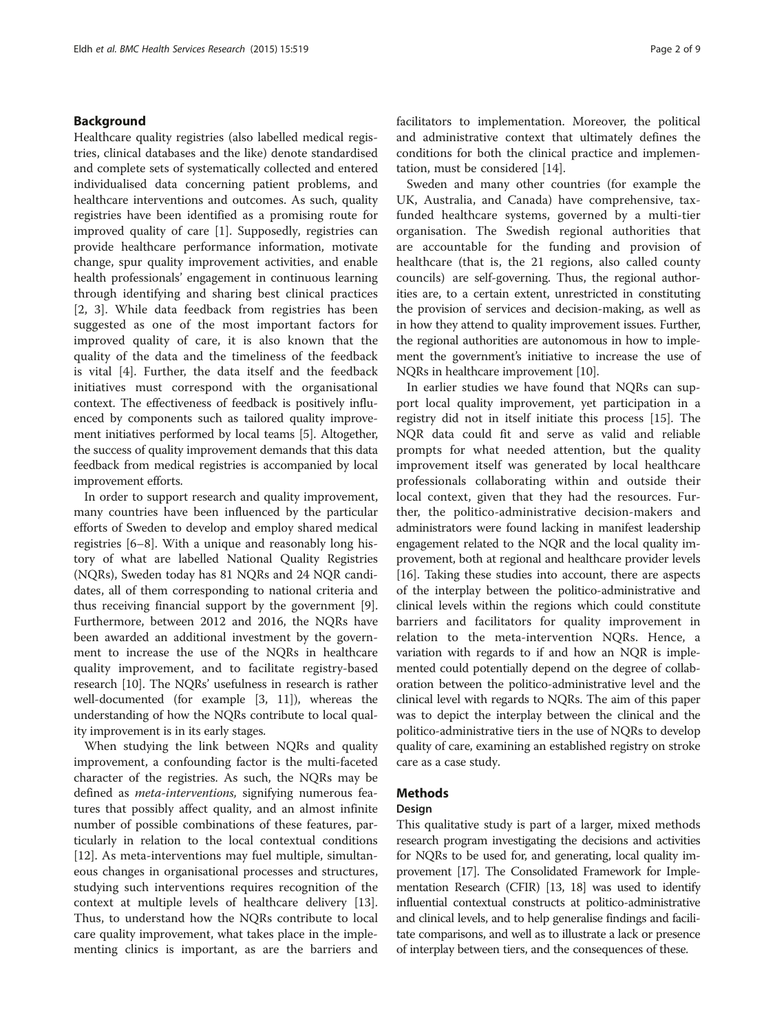## Background

Healthcare quality registries (also labelled medical registries, clinical databases and the like) denote standardised and complete sets of systematically collected and entered individualised data concerning patient problems, and healthcare interventions and outcomes. As such, quality registries have been identified as a promising route for improved quality of care [1]. Supposedly, registries can provide healthcare performance information, motivate change, spur quality improvement activities, and enable health professionals' engagement in continuous learning through identifying and sharing best clinical practices [2, 3]. While data feedback from registries has been suggested as one of the most important factors for improved quality of care, it is also known that the quality of the data and the timeliness of the feedback is vital [4]. Further, the data itself and the feedback initiatives must correspond with the organisational context. The effectiveness of feedback is positively influenced by components such as tailored quality improvement initiatives performed by local teams [5]. Altogether, the success of quality improvement demands that this data feedback from medical registries is accompanied by local improvement efforts.

In order to support research and quality improvement, many countries have been influenced by the particular efforts of Sweden to develop and employ shared medical registries [6–8]. With a unique and reasonably long history of what are labelled National Quality Registries (NQRs), Sweden today has 81 NQRs and 24 NQR candidates, all of them corresponding to national criteria and thus receiving financial support by the government [9]. Furthermore, between 2012 and 2016, the NQRs have been awarded an additional investment by the government to increase the use of the NQRs in healthcare quality improvement, and to facilitate registry-based research [10]. The NQRs' usefulness in research is rather well-documented (for example [3, 11]), whereas the understanding of how the NQRs contribute to local quality improvement is in its early stages.

When studying the link between NQRs and quality improvement, a confounding factor is the multi-faceted character of the registries. As such, the NQRs may be defined as *meta-interventions,* signifying numerous features that possibly affect quality, and an almost infinite number of possible combinations of these features, particularly in relation to the local contextual conditions [12]. As meta-interventions may fuel multiple, simultaneous changes in organisational processes and structures, studying such interventions requires recognition of the context at multiple levels of healthcare delivery [13]. Thus, to understand how the NQRs contribute to local care quality improvement, what takes place in the implementing clinics is important, as are the barriers and facilitators to implementation. Moreover, the political and administrative context that ultimately defines the conditions for both the clinical practice and implementation, must be considered [14].

Sweden and many other countries (for example the UK, Australia, and Canada) have comprehensive, tax-funded healthcare systems, governed by a multi-tier organisation. The Swedish regional authorities that are accountable for the funding and provision of healthcare (that is, the 21 regions, also called county councils) are self-governing. Thus, the regional authorities are, to a certain extent, unrestricted in constituting the provision of services and decision-making, as well as in how they attend to quality improvement issues. Further, the regional authorities are autonomous in how to implement the government's initiative to increase the use of NQRs in healthcare improvement [10].

In earlier studies we have found that NQRs can support local quality improvement, yet participation in a registry did not in itself initiate this process [15]. The NQR data could fit and serve as valid and reliable prompts for what needed attention, but the quality improvement itself was generated by local healthcare professionals collaborating within and outside their local context, given that they had the resources. Further, the politico-administrative decision-makers and administrators were found lacking in manifest leadership engagement related to the NQR and the local quality improvement, both at regional and healthcare provider levels [16]. Taking these studies into account, there are aspects of the interplay between the politico-administrative and clinical levels within the regions which could constitute barriers and facilitators for quality improvement in relation to the meta-intervention NQRs. Hence, a variation with regards to if and how an NQR is implemented could potentially depend on the degree of collaboration between the politico-administrative level and the clinical level with regards to NQRs. The aim of this paper was to depict the interplay between the clinical and the politico-administrative tiers in the use of NQRs to develop quality of care, examining an established registry on stroke care as a case study.

## Methods

### Design

This qualitative study is part of a larger, mixed methods research program investigating the decisions and activities for NQRs to be used for, and generating, local quality improvement [17]. The Consolidated Framework for Implementation Research (CFIR) [13, 18] was used to identify influential contextual constructs at politico-administrative and clinical levels, and to help generalise findings and facilitate comparisons, and well as to illustrate a lack or presence of interplay between tiers, and the consequences of these.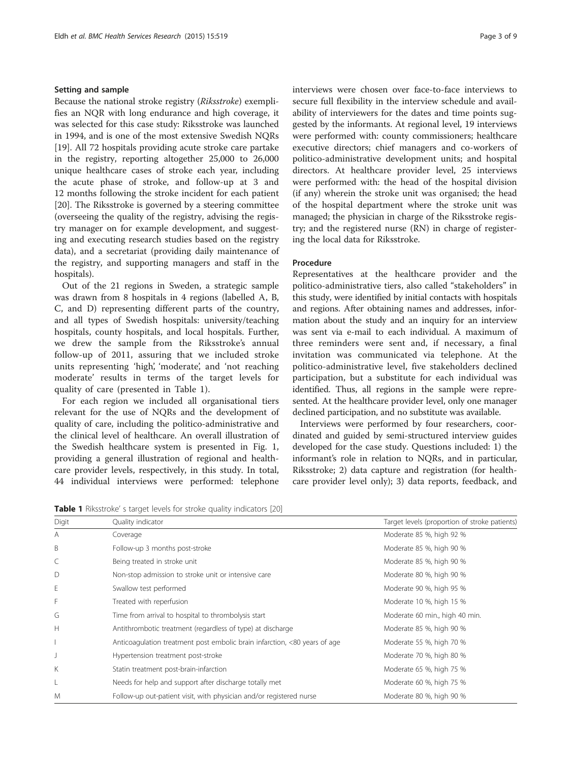### Setting and sample

Because the national stroke registry (*Riksstroke*) exemplifies an NQR with long endurance and high coverage, it was selected for this case study: Riksstroke was launched in 1994, and is one of the most extensive Swedish NQRs [19]. All 72 hospitals providing acute stroke care partake in the registry, reporting altogether 25,000 to 26,000 unique healthcare cases of stroke each year, including the acute phase of stroke, and follow-up at 3 and 12 months following the stroke incident for each patient [20]. The Riksstroke is governed by a steering committee (overseeing the quality of the registry, advising the registry manager on for example development, and suggesting and executing research studies based on the registry data), and a secretariat (providing daily maintenance of the registry, and supporting managers and staff in the hospitals).

Out of the 21 regions in Sweden, a strategic sample was drawn from 8 hospitals in 4 regions (labelled A, B, C, and D) representing different parts of the country, and all types of Swedish hospitals: university/teaching hospitals, county hospitals, and local hospitals. Further, we drew the sample from the Riksstroke's annual follow-up of 2011, assuring that we included stroke units representing 'high', 'moderate', and 'not reaching moderate' results in terms of the target levels for quality of care (presented in Table 1).

For each region we included all organisational tiers relevant for the use of NQRs and the development of quality of care, including the politico-administrative and the clinical level of healthcare. An overall illustration of the Swedish healthcare system is presented in Fig. 1, providing a general illustration of regional and healthcare provider levels, respectively, in this study. In total, 44 individual interviews were performed: telephone interviews were chosen over face-to-face interviews to secure full flexibility in the interview schedule and availability of interviewers for the dates and time points suggested by the informants. At regional level, 19 interviews were performed with: county commissioners; healthcare executive directors; chief managers and co-workers of politico-administrative development units; and hospital directors. At healthcare provider level, 25 interviews were performed with: the head of the hospital division (if any) wherein the stroke unit was organised; the head of the hospital department where the stroke unit was managed; the physician in charge of the Riksstroke registry; and the registered nurse (RN) in charge of registering the local data for Riksstroke.

### Procedure

Representatives at the healthcare provider and the politico-administrative tiers, also called "stakeholders" in this study, were identified by initial contacts with hospitals and regions. After obtaining names and addresses, information about the study and an inquiry for an interview was sent via e-mail to each individual. A maximum of three reminders were sent and, if necessary, a final invitation was communicated via telephone. At the politico-administrative level, five stakeholders declined participation, but a substitute for each individual was identified. Thus, all regions in the sample were represented. At the healthcare provider level, only one manager declined participation, and no substitute was available.

Interviews were performed by four researchers, coordinated and guided by semi-structured interview guides developed for the case study. Questions included: 1) the informant's role in relation to NQRs, and in particular, Riksstroke; 2) data capture and registration (for healthcare provider level only); 3) data reports, feedback, and

**Table 1** Riksstroke' s target levels for stroke quality indicators [20]

| Digit | Quality indicator | Target levels (proportion of stroke patients) |
|---|---|---|
| A | Coverage | Moderate 85 %, high 92 % |
| B | Follow-up 3 months post-stroke | Moderate 85 %, high 90 % |
| C | Being treated in stroke unit | Moderate 85 %, high 90 % |
| D | Non-stop admission to stroke unit or intensive care | Moderate 80 %, high 90 % |
| E | Swallow test performed | Moderate 90 %, high 95 % |
| F | Treated with reperfusion | Moderate 10 %, high 15 % |
| G | Time from arrival to hospital to thrombolysis start | Moderate 60 min., high 40 min. |
| H | Antithrombotic treatment (regardless of type) at discharge | Moderate 85 %, high 90 % |
| I | Anticoagulation treatment post embolic brain infarction, <80 years of age | Moderate 55 %, high 70 % |
| J | Hypertension treatment post-stroke | Moderate 70 %, high 80 % |
| K | Statin treatment post-brain-infarction | Moderate 65 %, high 75 % |
| L | Needs for help and support after discharge totally met | Moderate 60 %, high 75 % |
| M | Follow-up out-patient visit, with physician and/or registered nurse | Moderate 80 %, high 90 % |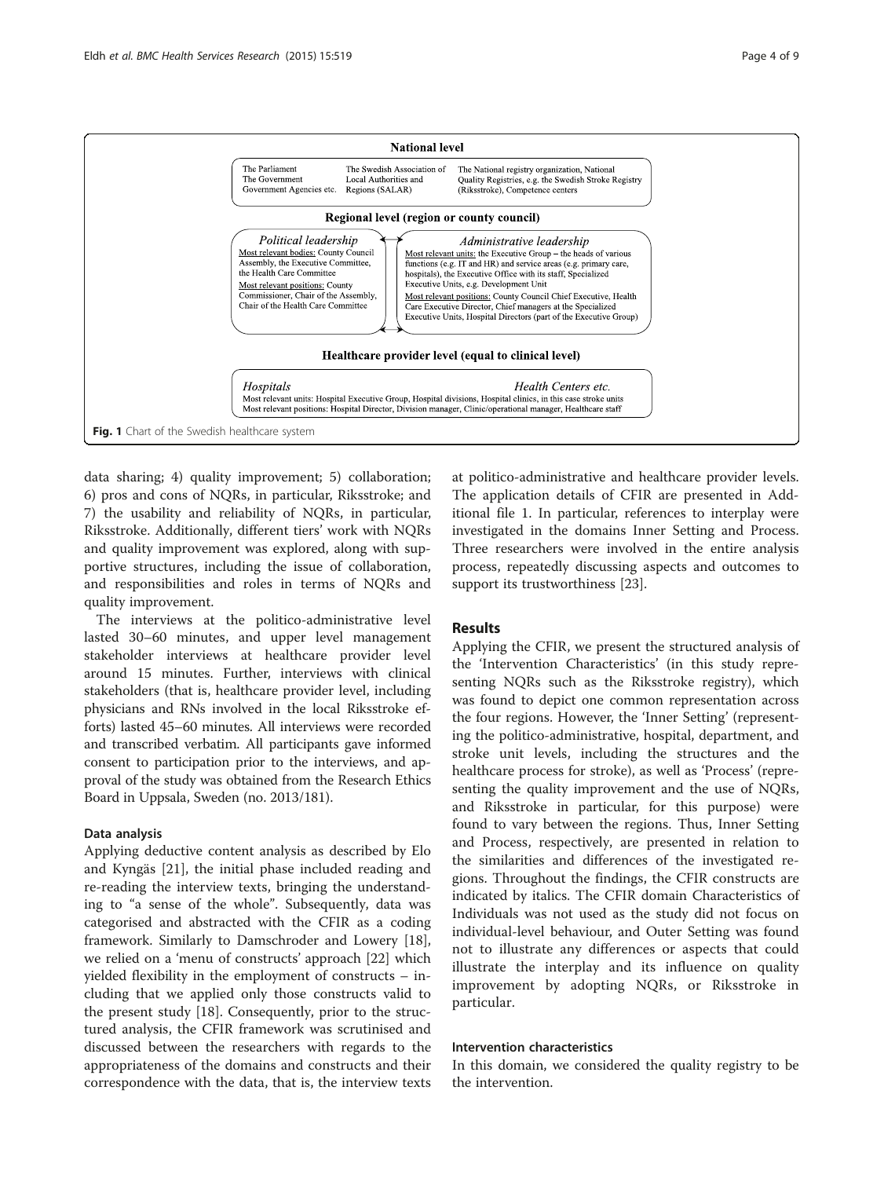**National level**

The Parliament
The Government
Government Agencies etc.

The Swedish Association of Local Authorities and Regions (SALAR)

The National registry organization, National Quality Registries, e.g. the Swedish Stroke Registry (Riksstroke), Competence centers

**Regional level (region or county council)**

*Political leadership*
Most relevant bodies: County Council Assembly, the Executive Committee, the Health Care Committee
Most relevant positions: County Commissioner, Chair of the Assembly, Chair of the Health Care Committee

*Administrative leadership*
Most relevant units: the Executive Group – the heads of various functions (e.g. IT and HR) and service areas (e.g. primary care, hospitals), the Executive Office with its staff, Specialized Executive Units, e.g. Development Unit
Most relevant positions: County Council Chief Executive, Health Care Executive Director, Chief managers at the Specialized Executive Units, Hospital Directors (part of the Executive Group)

**Healthcare provider level (equal to clinical level)**

*Hospitals* *Health Centers etc.*
Most relevant units: Hospital Executive Group, Hospital divisions, Hospital clinics, in this case stroke units
Most relevant positions: Hospital Director, Division manager, Clinic/operational manager, Healthcare staff

**Fig. 1** Chart of the Swedish healthcare system

data sharing; 4) quality improvement; 5) collaboration; 6) pros and cons of NQRs, in particular, Riksstroke; and 7) the usability and reliability of NQRs, in particular, Riksstroke. Additionally, different tiers' work with NQRs and quality improvement was explored, along with supportive structures, including the issue of collaboration, and responsibilities and roles in terms of NQRs and quality improvement.

The interviews at the politico-administrative level lasted 30–60 minutes, and upper level management stakeholder interviews at healthcare provider level around 15 minutes. Further, interviews with clinical stakeholders (that is, healthcare provider level, including physicians and RNs involved in the local Riksstroke efforts) lasted 45–60 minutes. All interviews were recorded and transcribed verbatim. All participants gave informed consent to participation prior to the interviews, and approval of the study was obtained from the Research Ethics Board in Uppsala, Sweden (no. 2013/181).

### Data analysis

Applying deductive content analysis as described by Elo and Kyngäs [21], the initial phase included reading and re-reading the interview texts, bringing the understanding to "a sense of the whole". Subsequently, data was categorised and abstracted with the CFIR as a coding framework. Similarly to Damschroder and Lowery [18], we relied on a 'menu of constructs' approach [22] which yielded flexibility in the employment of constructs – including that we applied only those constructs valid to the present study [18]. Consequently, prior to the structured analysis, the CFIR framework was scrutinised and discussed between the researchers with regards to the appropriateness of the domains and constructs and their correspondence with the data, that is, the interview texts at politico-administrative and healthcare provider levels. The application details of CFIR are presented in Additional file 1. In particular, references to interplay were investigated in the domains Inner Setting and Process. Three researchers were involved in the entire analysis process, repeatedly discussing aspects and outcomes to support its trustworthiness [23].

## Results

Applying the CFIR, we present the structured analysis of the 'Intervention Characteristics' (in this study representing NQRs such as the Riksstroke registry), which was found to depict one common representation across the four regions. However, the 'Inner Setting' (representing the politico-administrative, hospital, department, and stroke unit levels, including the structures and the healthcare process for stroke), as well as 'Process' (representing the quality improvement and the use of NQRs, and Riksstroke in particular, for this purpose) were found to vary between the regions. Thus, Inner Setting and Process, respectively, are presented in relation to the similarities and differences of the investigated regions. Throughout the findings, the CFIR constructs are indicated by italics. The CFIR domain Characteristics of Individuals was not used as the study did not focus on individual-level behaviour, and Outer Setting was found not to illustrate any differences or aspects that could illustrate the interplay and its influence on quality improvement by adopting NQRs, or Riksstroke in particular.

### Intervention characteristics

In this domain, we considered the quality registry to be the intervention.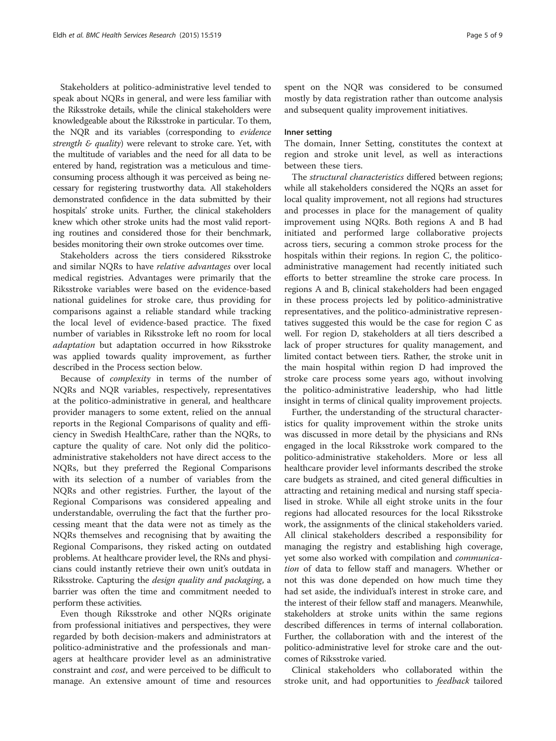Stakeholders at politico-administrative level tended to speak about NQRs in general, and were less familiar with the Riksstroke details, while the clinical stakeholders were knowledgeable about the Riksstroke in particular. To them, the NQR and its variables (corresponding to *evidence strength & quality*) were relevant to stroke care. Yet, with the multitude of variables and the need for all data to be entered by hand, registration was a meticulous and time-consuming process although it was perceived as being necessary for registering trustworthy data. All stakeholders demonstrated confidence in the data submitted by their hospitals' stroke units. Further, the clinical stakeholders knew which other stroke units had the most valid reporting routines and considered those for their benchmark, besides monitoring their own stroke outcomes over time.

Stakeholders across the tiers considered Riksstroke and similar NQRs to have *relative advantages* over local medical registries. Advantages were primarily that the Riksstroke variables were based on the evidence-based national guidelines for stroke care, thus providing for comparisons against a reliable standard while tracking the local level of evidence-based practice. The fixed number of variables in Riksstroke left no room for local *adaptation* but adaptation occurred in how Riksstroke was applied towards quality improvement, as further described in the Process section below.

Because of *complexity* in terms of the number of NQRs and NQR variables, respectively, representatives at the politico-administrative in general, and healthcare provider managers to some extent, relied on the annual reports in the Regional Comparisons of quality and efficiency in Swedish HealthCare, rather than the NQRs, to capture the quality of care. Not only did the politico-administrative stakeholders not have direct access to the NQRs, but they preferred the Regional Comparisons with its selection of a number of variables from the NQRs and other registries. Further, the layout of the Regional Comparisons was considered appealing and understandable, overruling the fact that the further processing meant that the data were not as timely as the NQRs themselves and recognising that by awaiting the Regional Comparisons, they risked acting on outdated problems. At healthcare provider level, the RNs and physicians could instantly retrieve their own unit's outdata in Riksstroke. Capturing the *design quality and packaging*, a barrier was often the time and commitment needed to perform these activities.

Even though Riksstroke and other NQRs originate from professional initiatives and perspectives, they were regarded by both decision-makers and administrators at politico-administrative and the professionals and managers at healthcare provider level as an administrative constraint and *cost*, and were perceived to be difficult to manage. An extensive amount of time and resources spent on the NQR was considered to be consumed mostly by data registration rather than outcome analysis and subsequent quality improvement initiatives.

#### Inner setting

The domain, Inner Setting, constitutes the context at region and stroke unit level, as well as interactions between these tiers.

The *structural characteristics* differed between regions; while all stakeholders considered the NQRs an asset for local quality improvement, not all regions had structures and processes in place for the management of quality improvement using NQRs. Both regions A and B had initiated and performed large collaborative projects across tiers, securing a common stroke process for the hospitals within their regions. In region C, the politico-administrative management had recently initiated such efforts to better streamline the stroke care process. In regions A and B, clinical stakeholders had been engaged in these process projects led by politico-administrative representatives, and the politico-administrative representatives suggested this would be the case for region C as well. For region D, stakeholders at all tiers described a lack of proper structures for quality management, and limited contact between tiers. Rather, the stroke unit in the main hospital within region D had improved the stroke care process some years ago, without involving the politico-administrative leadership, who had little insight in terms of clinical quality improvement projects.

Further, the understanding of the structural characteristics for quality improvement within the stroke units was discussed in more detail by the physicians and RNs engaged in the local Riksstroke work compared to the politico-administrative stakeholders. More or less all healthcare provider level informants described the stroke care budgets as strained, and cited general difficulties in attracting and retaining medical and nursing staff specialised in stroke. While all eight stroke units in the four regions had allocated resources for the local Riksstroke work, the assignments of the clinical stakeholders varied. All clinical stakeholders described a responsibility for managing the registry and establishing high coverage, yet some also worked with compilation and *communication* of data to fellow staff and managers. Whether or not this was done depended on how much time they had set aside, the individual's interest in stroke care, and the interest of their fellow staff and managers. Meanwhile, stakeholders at stroke units within the same regions described differences in terms of internal collaboration. Further, the collaboration with and the interest of the politico-administrative level for stroke care and the outcomes of Riksstroke varied.

Clinical stakeholders who collaborated within the stroke unit, and had opportunities to *feedback* tailored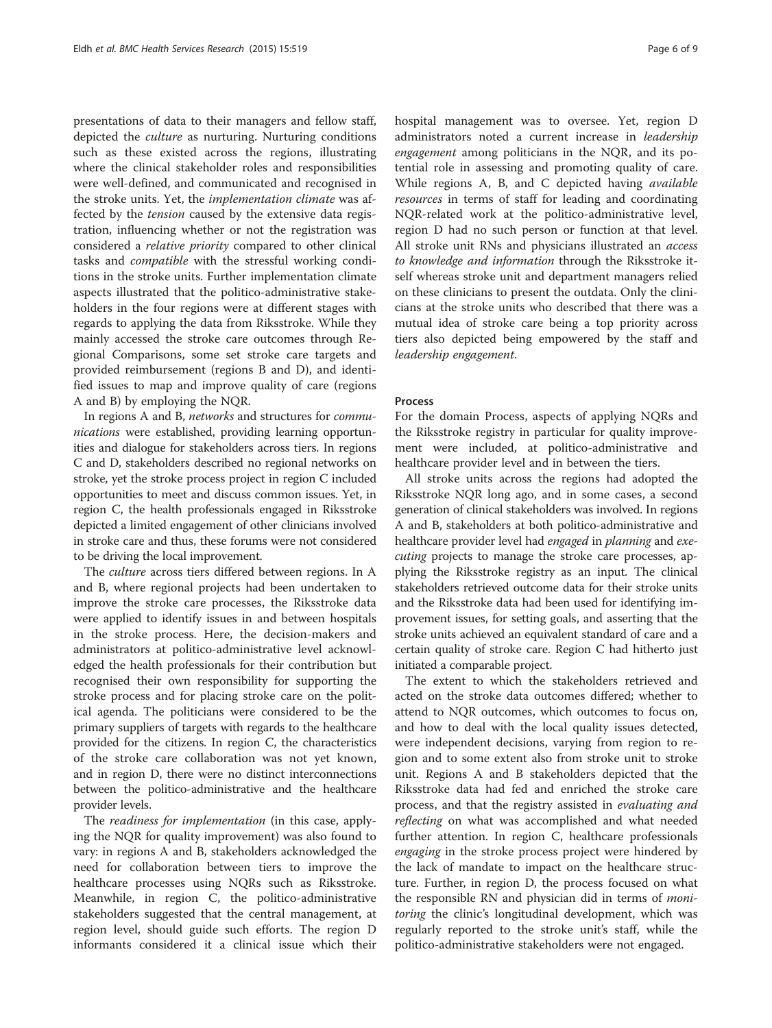presentations of data to their managers and fellow staff, depicted the *culture* as nurturing. Nurturing conditions such as these existed across the regions, illustrating where the clinical stakeholder roles and responsibilities were well-defined, and communicated and recognised in the stroke units. Yet, the *implementation climate* was affected by the *tension* caused by the extensive data registration, influencing whether or not the registration was considered a *relative priority* compared to other clinical tasks and *compatible* with the stressful working conditions in the stroke units. Further implementation climate aspects illustrated that the politico-administrative stakeholders in the four regions were at different stages with regards to applying the data from Riksstroke. While they mainly accessed the stroke care outcomes through Regional Comparisons, some set stroke care targets and provided reimbursement (regions B and D), and identified issues to map and improve quality of care (regions A and B) by employing the NQR.

In regions A and B, *networks* and structures for *communications* were established, providing learning opportunities and dialogue for stakeholders across tiers. In regions C and D, stakeholders described no regional networks on stroke, yet the stroke process project in region C included opportunities to meet and discuss common issues. Yet, in region C, the health professionals engaged in Riksstroke depicted a limited engagement of other clinicians involved in stroke care and thus, these forums were not considered to be driving the local improvement.

The *culture* across tiers differed between regions. In A and B, where regional projects had been undertaken to improve the stroke care processes, the Riksstroke data were applied to identify issues in and between hospitals in the stroke process. Here, the decision-makers and administrators at politico-administrative level acknowledged the health professionals for their contribution but recognised their own responsibility for supporting the stroke process and for placing stroke care on the political agenda. The politicians were considered to be the primary suppliers of targets with regards to the healthcare provided for the citizens. In region C, the characteristics of the stroke care collaboration was not yet known, and in region D, there were no distinct interconnections between the politico-administrative and the healthcare provider levels.

The *readiness for implementation* (in this case, applying the NQR for quality improvement) was also found to vary: in regions A and B, stakeholders acknowledged the need for collaboration between tiers to improve the healthcare processes using NQRs such as Riksstroke. Meanwhile, in region C, the politico-administrative stakeholders suggested that the central management, at region level, should guide such efforts. The region D informants considered it a clinical issue which their hospital management was to oversee. Yet, region D administrators noted a current increase in *leadership engagement* among politicians in the NQR, and its potential role in assessing and promoting quality of care. While regions A, B, and C depicted having *available resources* in terms of staff for leading and coordinating NQR-related work at the politico-administrative level, region D had no such person or function at that level. All stroke unit RNs and physicians illustrated an *access to knowledge and information* through the Riksstroke itself whereas stroke unit and department managers relied on these clinicians to present the outdata. Only the clinicians at the stroke units who described that there was a mutual idea of stroke care being a top priority across tiers also depicted being empowered by the staff and *leadership engagement*.

#### Process

For the domain Process, aspects of applying NQRs and the Riksstroke registry in particular for quality improvement were included, at politico-administrative and healthcare provider level and in between the tiers.

All stroke units across the regions had adopted the Riksstroke NQR long ago, and in some cases, a second generation of clinical stakeholders was involved. In regions A and B, stakeholders at both politico-administrative and healthcare provider level had *engaged* in *planning* and *executing* projects to manage the stroke care processes, applying the Riksstroke registry as an input. The clinical stakeholders retrieved outcome data for their stroke units and the Riksstroke data had been used for identifying improvement issues, for setting goals, and asserting that the stroke units achieved an equivalent standard of care and a certain quality of stroke care. Region C had hitherto just initiated a comparable project.

The extent to which the stakeholders retrieved and acted on the stroke data outcomes differed; whether to attend to NQR outcomes, which outcomes to focus on, and how to deal with the local quality issues detected, were independent decisions, varying from region to region and to some extent also from stroke unit to stroke unit. Regions A and B stakeholders depicted that the Riksstroke data had fed and enriched the stroke care process, and that the registry assisted in *evaluating and reflecting* on what was accomplished and what needed further attention. In region C, healthcare professionals *engaging* in the stroke process project were hindered by the lack of mandate to impact on the healthcare structure. Further, in region D, the process focused on what the responsible RN and physician did in terms of *monitoring* the clinic's longitudinal development, which was regularly reported to the stroke unit's staff, while the politico-administrative stakeholders were not engaged.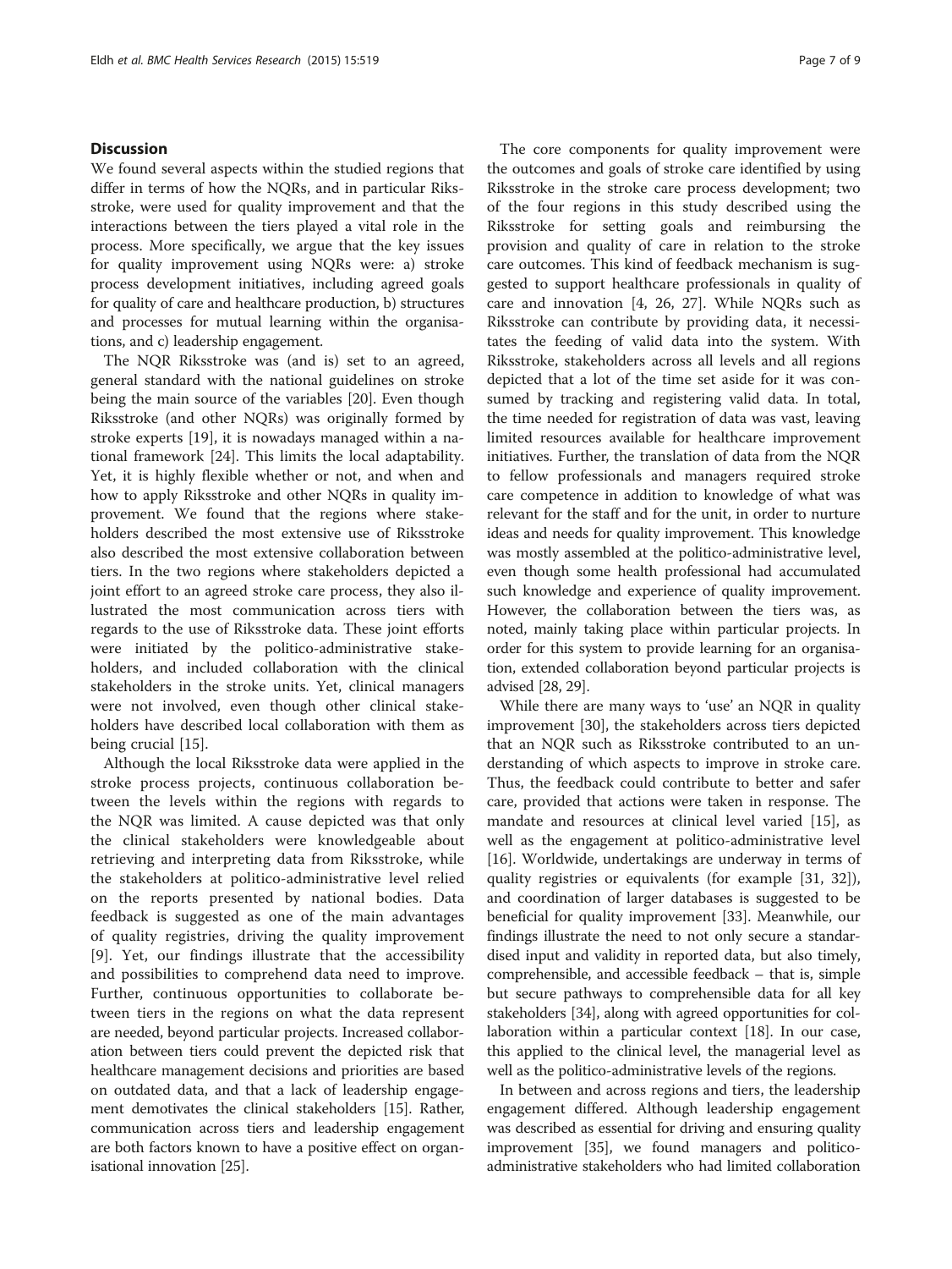## Discussion

We found several aspects within the studied regions that differ in terms of how the NQRs, and in particular Riksstroke, were used for quality improvement and that the interactions between the tiers played a vital role in the process. More specifically, we argue that the key issues for quality improvement using NQRs were: a) stroke process development initiatives, including agreed goals for quality of care and healthcare production, b) structures and processes for mutual learning within the organisations, and c) leadership engagement.

The NQR Riksstroke was (and is) set to an agreed, general standard with the national guidelines on stroke being the main source of the variables [20]. Even though Riksstroke (and other NQRs) was originally formed by stroke experts [19], it is nowadays managed within a national framework [24]. This limits the local adaptability. Yet, it is highly flexible whether or not, and when and how to apply Riksstroke and other NQRs in quality improvement. We found that the regions where stakeholders described the most extensive use of Riksstroke also described the most extensive collaboration between tiers. In the two regions where stakeholders depicted a joint effort to an agreed stroke care process, they also illustrated the most communication across tiers with regards to the use of Riksstroke data. These joint efforts were initiated by the politico-administrative stakeholders, and included collaboration with the clinical stakeholders in the stroke units. Yet, clinical managers were not involved, even though other clinical stakeholders have described local collaboration with them as being crucial [15].

Although the local Riksstroke data were applied in the stroke process projects, continuous collaboration between the levels within the regions with regards to the NQR was limited. A cause depicted was that only the clinical stakeholders were knowledgeable about retrieving and interpreting data from Riksstroke, while the stakeholders at politico-administrative level relied on the reports presented by national bodies. Data feedback is suggested as one of the main advantages of quality registries, driving the quality improvement [9]. Yet, our findings illustrate that the accessibility and possibilities to comprehend data need to improve. Further, continuous opportunities to collaborate between tiers in the regions on what the data represent are needed, beyond particular projects. Increased collaboration between tiers could prevent the depicted risk that healthcare management decisions and priorities are based on outdated data, and that a lack of leadership engagement demotivates the clinical stakeholders [15]. Rather, communication across tiers and leadership engagement are both factors known to have a positive effect on organisational innovation [25].

The core components for quality improvement were the outcomes and goals of stroke care identified by using Riksstroke in the stroke care process development; two of the four regions in this study described using the Riksstroke for setting goals and reimbursing the provision and quality of care in relation to the stroke care outcomes. This kind of feedback mechanism is suggested to support healthcare professionals in quality of care and innovation [4, 26, 27]. While NQRs such as Riksstroke can contribute by providing data, it necessitates the feeding of valid data into the system. With Riksstroke, stakeholders across all levels and all regions depicted that a lot of the time set aside for it was consumed by tracking and registering valid data. In total, the time needed for registration of data was vast, leaving limited resources available for healthcare improvement initiatives. Further, the translation of data from the NQR to fellow professionals and managers required stroke care competence in addition to knowledge of what was relevant for the staff and for the unit, in order to nurture ideas and needs for quality improvement. This knowledge was mostly assembled at the politico-administrative level, even though some health professional had accumulated such knowledge and experience of quality improvement. However, the collaboration between the tiers was, as noted, mainly taking place within particular projects. In order for this system to provide learning for an organisation, extended collaboration beyond particular projects is advised [28, 29].

While there are many ways to 'use' an NQR in quality improvement [30], the stakeholders across tiers depicted that an NQR such as Riksstroke contributed to an understanding of which aspects to improve in stroke care. Thus, the feedback could contribute to better and safer care, provided that actions were taken in response. The mandate and resources at clinical level varied [15], as well as the engagement at politico-administrative level [16]. Worldwide, undertakings are underway in terms of quality registries or equivalents (for example [31, 32]), and coordination of larger databases is suggested to be beneficial for quality improvement [33]. Meanwhile, our findings illustrate the need to not only secure a standardised input and validity in reported data, but also timely, comprehensible, and accessible feedback – that is, simple but secure pathways to comprehensible data for all key stakeholders [34], along with agreed opportunities for collaboration within a particular context [18]. In our case, this applied to the clinical level, the managerial level as well as the politico-administrative levels of the regions.

In between and across regions and tiers, the leadership engagement differed. Although leadership engagement was described as essential for driving and ensuring quality improvement [35], we found managers and politico-administrative stakeholders who had limited collaboration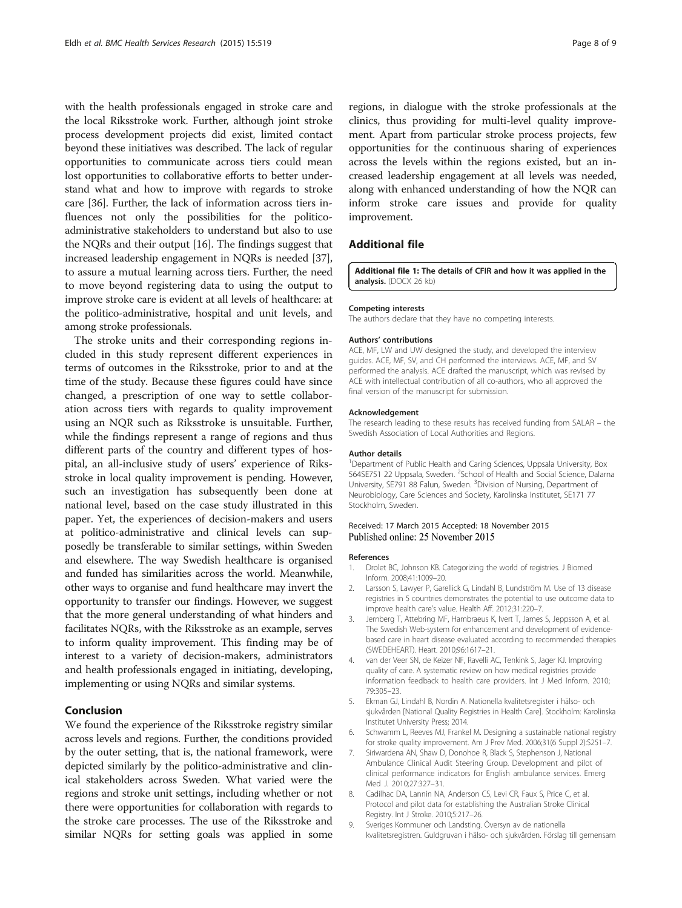with the health professionals engaged in stroke care and the local Riksstroke work. Further, although joint stroke process development projects did exist, limited contact beyond these initiatives was described. The lack of regular opportunities to communicate across tiers could mean lost opportunities to collaborative efforts to better understand what and how to improve with regards to stroke care [36]. Further, the lack of information across tiers influences not only the possibilities for the politico-administrative stakeholders to understand but also to use the NQRs and their output [16]. The findings suggest that increased leadership engagement in NQRs is needed [37], to assure a mutual learning across tiers. Further, the need to move beyond registering data to using the output to improve stroke care is evident at all levels of healthcare: at the politico-administrative, hospital and unit levels, and among stroke professionals.

The stroke units and their corresponding regions included in this study represent different experiences in terms of outcomes in the Riksstroke, prior to and at the time of the study. Because these figures could have since changed, a prescription of one way to settle collaboration across tiers with regards to quality improvement using an NQR such as Riksstroke is unsuitable. Further, while the findings represent a range of regions and thus different parts of the country and different types of hospital, an all-inclusive study of users' experience of Riksstroke in local quality improvement is pending. However, such an investigation has subsequently been done at national level, based on the case study illustrated in this paper. Yet, the experiences of decision-makers and users at politico-administrative and clinical levels can supposedly be transferable to similar settings, within Sweden and elsewhere. The way Swedish healthcare is organised and funded has similarities across the world. Meanwhile, other ways to organise and fund healthcare may invert the opportunity to transfer our findings. However, we suggest that the more general understanding of what hinders and facilitates NQRs, with the Riksstroke as an example, serves to inform quality improvement. This finding may be of interest to a variety of decision-makers, administrators and health professionals engaged in initiating, developing, implementing or using NQRs and similar systems.

## Conclusion

We found the experience of the Riksstroke registry similar across levels and regions. Further, the conditions provided by the outer setting, that is, the national framework, were depicted similarly by the politico-administrative and clinical stakeholders across Sweden. What varied were the regions and stroke unit settings, including whether or not there were opportunities for collaboration with regards to the stroke care processes. The use of the Riksstroke and similar NQRs for setting goals was applied in some regions, in dialogue with the stroke professionals at the clinics, thus providing for multi-level quality improvement. Apart from particular stroke process projects, few opportunities for the continuous sharing of experiences across the levels within the regions existed, but an increased leadership engagement at all levels was needed, along with enhanced understanding of how the NQR can inform stroke care issues and provide for quality improvement.

## Additional file

**Additional file 1: The details of CFIR and how it was applied in the analysis.** (DOCX 26 kb)

#### Competing interests

The authors declare that they have no competing interests.

#### Authors' contributions

ACE, MF, LW and UW designed the study, and developed the interview guides. ACE, MF, SV, and CH performed the interviews. ACE, MF, and SV performed the analysis. ACE drafted the manuscript, which was revised by ACE with intellectual contribution of all co-authors, who all approved the final version of the manuscript for submission.

#### Acknowledgement

The research leading to these results has received funding from SALAR – the Swedish Association of Local Authorities and Regions.

#### Author details

[1]Department of Public Health and Caring Sciences, Uppsala University, Box 564SE751 22 Uppsala, Sweden. [2]School of Health and Social Science, Dalarna University, SE791 88 Falun, Sweden. [3]Division of Nursing, Department of Neurobiology, Care Sciences and Society, Karolinska Institutet, SE171 77 Stockholm, Sweden.

Received: 17 March 2015 Accepted: 18 November 2015
Published online: 25 November 2015

#### References

1. Drolet BC, Johnson KB. Categorizing the world of registries. J Biomed Inform. 2008;41:1009–20.
2. Larsson S, Lawyer P, Garellick G, Lindahl B, Lundström M. Use of 13 disease registries in 5 countries demonstrates the potential to use outcome data to improve health care's value. Health Aff. 2012;31:220–7.
3. Jernberg T, Attebring MF, Hambraeus K, Ivert T, James S, Jeppsson A, et al. The Swedish Web-system for enhancement and development of evidence-based care in heart disease evaluated according to recommended therapies (SWEDEHEART). Heart. 2010;96:1617–21.
4. van der Veer SN, de Keizer NF, Ravelli AC, Tenkink S, Jager KJ. Improving quality of care. A systematic review on how medical registries provide information feedback to health care providers. Int J Med Inform. 2010; 79:305–23.
5. Ekman GJ, Lindahl B, Nordin A. Nationella kvalitetsregister i hälso- och sjukvården [National Quality Registries in Health Care]. Stockholm: Karolinska Institutet University Press; 2014.
6. Schwamm L, Reeves MJ, Frankel M. Designing a sustainable national registry for stroke quality improvement. Am J Prev Med. 2006;31(6 Suppl 2):S251–7.
7. Siriwardena AN, Shaw D, Donohoe R, Black S, Stephenson J, National Ambulance Clinical Audit Steering Group. Development and pilot of clinical performance indicators for English ambulance services. Emerg Med J. 2010;27:327–31.
8. Cadilhac DA, Lannin NA, Anderson CS, Levi CR, Faux S, Price C, et al. Protocol and pilot data for establishing the Australian Stroke Clinical Registry. Int J Stroke. 2010;5:217–26.
9. Sveriges Kommuner och Landsting. Översyn av de nationella kvalitetsregistren. Guldgruvan i hälso- och sjukvården. Förslag till gemensam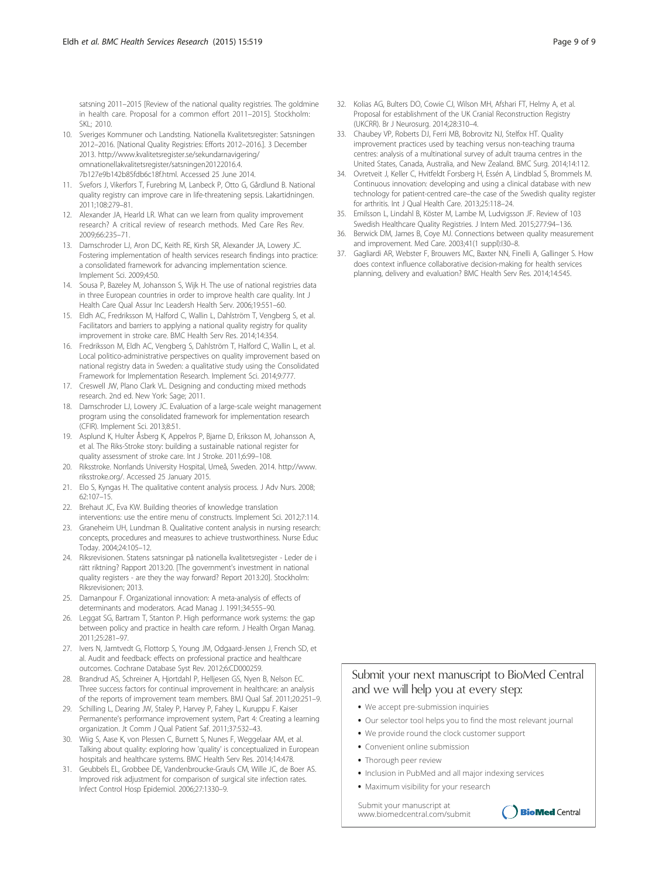satsning 2011–2015 [Review of the national quality registries. The goldmine in health care. Proposal for a common effort 2011–2015]. Stockholm: SKL; 2010.

10. Sveriges Kommuner och Landsting. Nationella Kvalitetsregister: Satsningen 2012–2016. [National Quality Registries: Efforts 2012–2016.]. 3 December 2013. http://www.kvalitetsregister.se/sekundarnavigering/omnationellakvalitetsregister/satsningen20122016.4.7b127e9b142b85fdb6c18f.html. Accessed 25 June 2014.
11. Svefors J, Vikerfors T, Furebring M, Lanbeck P, Otto G, Gårdlund B. National quality registry can improve care in life-threatening sepsis. Lakartidningen. 2011;108:279–81.
12. Alexander JA, Hearld LR. What can we learn from quality improvement research? A critical review of research methods. Med Care Res Rev. 2009;66:235–71.
13. Damschroder LJ, Aron DC, Keith RE, Kirsh SR, Alexander JA, Lowery JC. Fostering implementation of health services research findings into practice: a consolidated framework for advancing implementation science. Implement Sci. 2009;4:50.
14. Sousa P, Bazeley M, Johansson S, Wijk H. The use of national registries data in three European countries in order to improve health care quality. Int J Health Care Qual Assur Inc Leadersh Health Serv. 2006;19:551–60.
15. Eldh AC, Fredriksson M, Halford C, Wallin L, Dahlström T, Vengberg S, et al. Facilitators and barriers to applying a national quality registry for quality improvement in stroke care. BMC Health Serv Res. 2014;14:354.
16. Fredriksson M, Eldh AC, Vengberg S, Dahlström T, Halford C, Wallin L, et al. Local politico-administrative perspectives on quality improvement based on national registry data in Sweden: a qualitative study using the Consolidated Framework for Implementation Research. Implement Sci. 2014;9:777.
17. Creswell JW, Plano Clark VL. Designing and conducting mixed methods research. 2nd ed. New York: Sage; 2011.
18. Damschroder LJ, Lowery JC. Evaluation of a large-scale weight management program using the consolidated framework for implementation research (CFIR). Implement Sci. 2013;8:51.
19. Asplund K, Hulter Åsberg K, Appelros P, Bjarne D, Eriksson M, Johansson A, et al. The Riks-Stroke story: building a sustainable national register for quality assessment of stroke care. Int J Stroke. 2011;6:99–108.
20. Riksstroke. Norrlands University Hospital, Umeå, Sweden. 2014. http://www.riksstroke.org/. Accessed 25 January 2015.
21. Elo S, Kyngas H. The qualitative content analysis process. J Adv Nurs. 2008; 62:107–15.
22. Brehaut JC, Eva KW. Building theories of knowledge translation interventions: use the entire menu of constructs. Implement Sci. 2012;7:114.
23. Graneheim UH, Lundman B. Qualitative content analysis in nursing research: concepts, procedures and measures to achieve trustworthiness. Nurse Educ Today. 2004;24:105–12.
24. Riksrevisionen. Statens satsningar på nationella kvalitetsregister - Leder de i rätt riktning? Rapport 2013:20. [The government's investment in national quality registers - are they the way forward? Report 2013:20]. Stockholm: Riksrevisionen; 2013.
25. Damanpour F. Organizational innovation: A meta-analysis of effects of determinants and moderators. Acad Manag J. 1991;34:555–90.
26. Leggat SG, Bartram T, Stanton P. High performance work systems: the gap between policy and practice in health care reform. J Health Organ Manag. 2011;25:281–97.
27. Ivers N, Jamtvedt G, Flottorp S, Young JM, Odgaard-Jensen J, French SD, et al. Audit and feedback: effects on professional practice and healthcare outcomes. Cochrane Database Syst Rev. 2012;6:CD000259.
28. Brandrud AS, Schreiner A, Hjortdahl P, Helljesen GS, Nyen B, Nelson EC. Three success factors for continual improvement in healthcare: an analysis of the reports of improvement team members. BMJ Qual Saf. 2011;20:251–9.
29. Schilling L, Dearing JW, Staley P, Harvey P, Fahey L, Kuruppu F. Kaiser Permanente's performance improvement system, Part 4: Creating a learning organization. Jt Comm J Qual Patient Saf. 2011;37:532–43.
30. Wiig S, Aase K, von Plessen C, Burnett S, Nunes F, Weggelaar AM, et al. Talking about quality: exploring how 'quality' is conceptualized in European hospitals and healthcare systems. BMC Health Serv Res. 2014;14:478.
31. Geubbels EL, Grobbee DE, Vandenbroucke-Grauls CM, Wille JC, de Boer AS. Improved risk adjustment for comparison of surgical site infection rates. Infect Control Hosp Epidemiol. 2006;27:1330–9.
32. Kolias AG, Bulters DO, Cowie CJ, Wilson MH, Afshari FT, Helmy A, et al. Proposal for establishment of the UK Cranial Reconstruction Registry (UKCRR). Br J Neurosurg. 2014;28:310–4.
33. Chaubey VP, Roberts DJ, Ferri MB, Bobrovitz NJ, Stelfox HT. Quality improvement practices used by teaching versus non-teaching trauma centres: analysis of a multinational survey of adult trauma centres in the United States, Canada, Australia, and New Zealand. BMC Surg. 2014;14:112.
34. Ovretveit J, Keller C, Hvitfeldt Forsberg H, Essén A, Lindblad S, Brommels M. Continuous innovation: developing and using a clinical database with new technology for patient-centred care–the case of the Swedish quality register for arthritis. Int J Qual Health Care. 2013;25:118–24.
35. Emilsson L, Lindahl B, Köster M, Lambe M, Ludvigsson JF. Review of 103 Swedish Healthcare Quality Registries. J Intern Med. 2015;277:94–136.
36. Berwick DM, James B, Coye MJ. Connections between quality measurement and improvement. Med Care. 2003;41(1 suppl):I30–8.
37. Gagliardi AR, Webster F, Brouwers MC, Baxter NN, Finelli A, Gallinger S. How does context influence collaborative decision-making for health services planning, delivery and evaluation? BMC Health Serv Res. 2014;14:545.

Submit your next manuscript to BioMed Central and we will help you at every step:

- We accept pre-submission inquiries
- Our selector tool helps you to find the most relevant journal
- We provide round the clock customer support
- Convenient online submission
- Thorough peer review
- Inclusion in PubMed and all major indexing services
- Maximum visibility for your research

Submit your manuscript at www.biomedcentral.com/submit